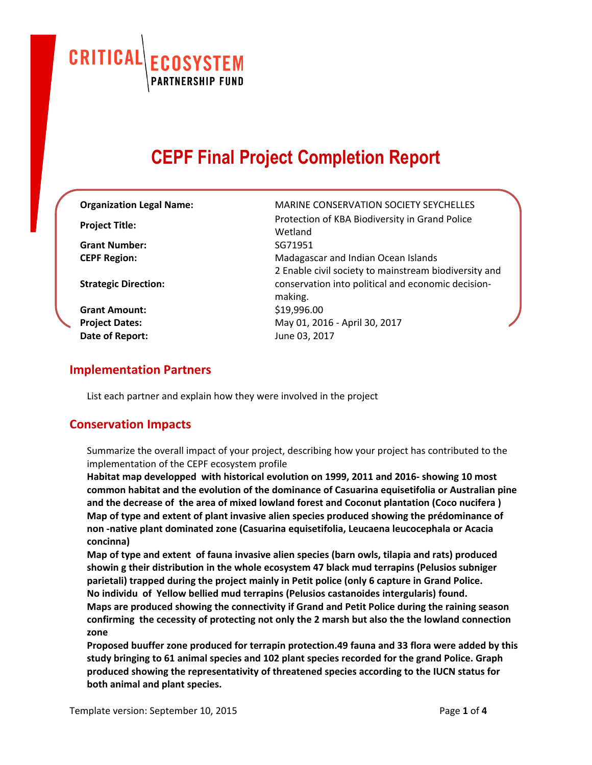CRITICAL ECOSYSTEM PARTNERSHIP FUND

# CEPF Final Project Completion Report

| | |
|---|---|
| **Organization Legal Name:** | MARINE CONSERVATION SOCIETY SEYCHELLES |
| **Project Title:** | Protection of KBA Biodiversity in Grand Police Wetland |
| **Grant Number:** | SG71951 |
| **CEPF Region:** | Madagascar and Indian Ocean Islands |
| **Strategic Direction:** | 2 Enable civil society to mainstream biodiversity and conservation into political and economic decision-making. |
| **Grant Amount:** | $19,996.00 |
| **Project Dates:** | May 01, 2016 - April 30, 2017 |
| **Date of Report:** | June 03, 2017 |

## Implementation Partners

List each partner and explain how they were involved in the project

## Conservation Impacts

Summarize the overall impact of your project, describing how your project has contributed to the implementation of the CEPF ecosystem profile

**Habitat map developped with historical evolution on 1999, 2011 and 2016- showing 10 most common habitat and the evolution of the dominance of Casuarina equisetifolia or Australian pine and the decrease of the area of mixed lowland forest and Coconut plantation (Coco nucifera )**
**Map of type and extent of plant invasive alien species produced showing the prédominance of non -native plant dominated zone (Casuarina equisetifolia, Leucaena leucocephala or Acacia concinna)**
**Map of type and extent of fauna invasive alien species (barn owls, tilapia and rats) produced showin g their distribution in the whole ecosystem 47 black mud terrapins (Pelusios subniger parietali) trapped during the project mainly in Petit police (only 6 capture in Grand Police.**
**No individu of Yellow bellied mud terrapins (Pelusios castanoides intergularis) found.**
**Maps are produced showing the connectivity if Grand and Petit Police during the raining season confirming the cecessity of protecting not only the 2 marsh but also the the lowland connection zone**
**Proposed buuffer zone produced for terrapin protection.49 fauna and 33 flora were added by this study bringing to 61 animal species and 102 plant species recorded for the grand Police. Graph produced showing the representativity of threatened species according to the IUCN status for both animal and plant species.**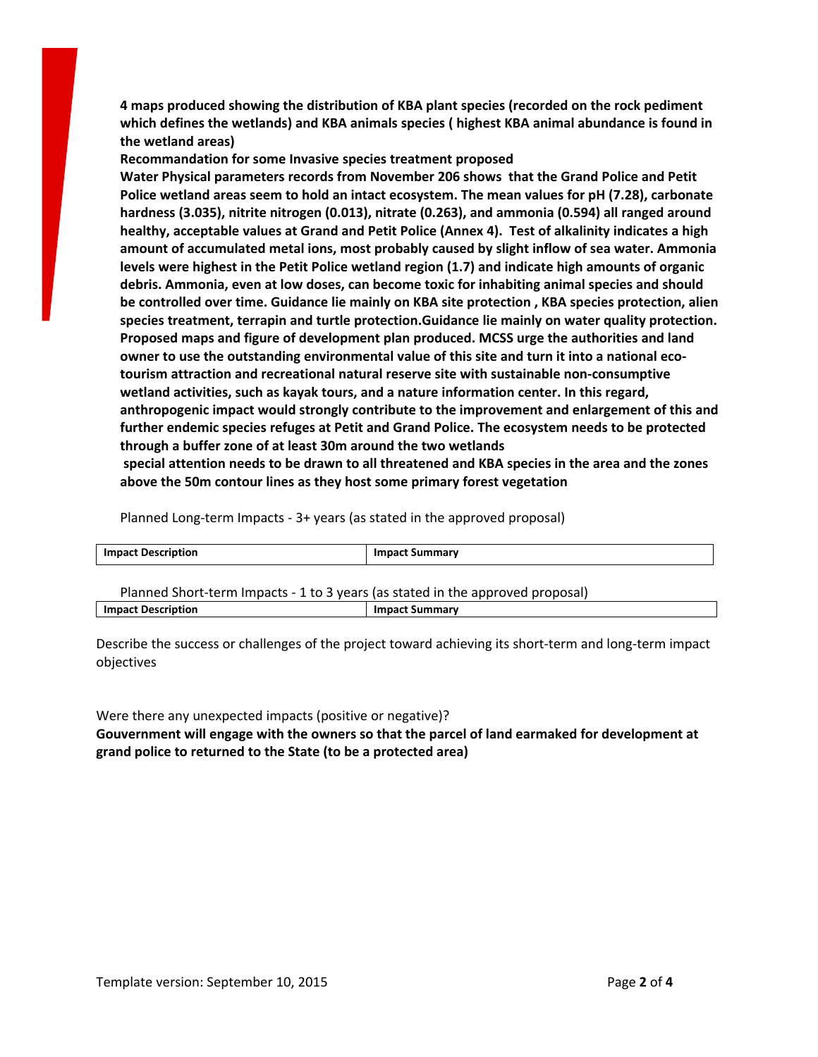**4 maps produced showing the distribution of KBA plant species (recorded on the rock pediment which defines the wetlands) and KBA animals species ( highest KBA animal abundance is found in the wetland areas)**

**Recommandation for some Invasive species treatment proposed**

**Water Physical parameters records from November 206 shows that the Grand Police and Petit Police wetland areas seem to hold an intact ecosystem. The mean values for pH (7.28), carbonate hardness (3.035), nitrite nitrogen (0.013), nitrate (0.263), and ammonia (0.594) all ranged around healthy, acceptable values at Grand and Petit Police (Annex 4). Test of alkalinity indicates a high amount of accumulated metal ions, most probably caused by slight inflow of sea water. Ammonia levels were highest in the Petit Police wetland region (1.7) and indicate high amounts of organic debris. Ammonia, even at low doses, can become toxic for inhabiting animal species and should be controlled over time. Guidance lie mainly on KBA site protection , KBA species protection, alien species treatment, terrapin and turtle protection.Guidance lie mainly on water quality protection. Proposed maps and figure of development plan produced. MCSS urge the authorities and land owner to use the outstanding environmental value of this site and turn it into a national eco-tourism attraction and recreational natural reserve site with sustainable non-consumptive wetland activities, such as kayak tours, and a nature information center. In this regard, anthropogenic impact would strongly contribute to the improvement and enlargement of this and further endemic species refuges at Petit and Grand Police. The ecosystem needs to be protected through a buffer zone of at least 30m around the two wetlands**

**special attention needs to be drawn to all threatened and KBA species in the area and the zones above the 50m contour lines as they host some primary forest vegetation**

Planned Long-term Impacts - 3+ years (as stated in the approved proposal)

| Impact Description | Impact Summary |
|---|---|

Planned Short-term Impacts - 1 to 3 years (as stated in the approved proposal)

| Impact Description | Impact Summary |
|---|---|

Describe the success or challenges of the project toward achieving its short-term and long-term impact objectives

Were there any unexpected impacts (positive or negative)?

**Gouvernment will engage with the owners so that the parcel of land earmaked for development at grand police to returned to the State (to be a protected area)**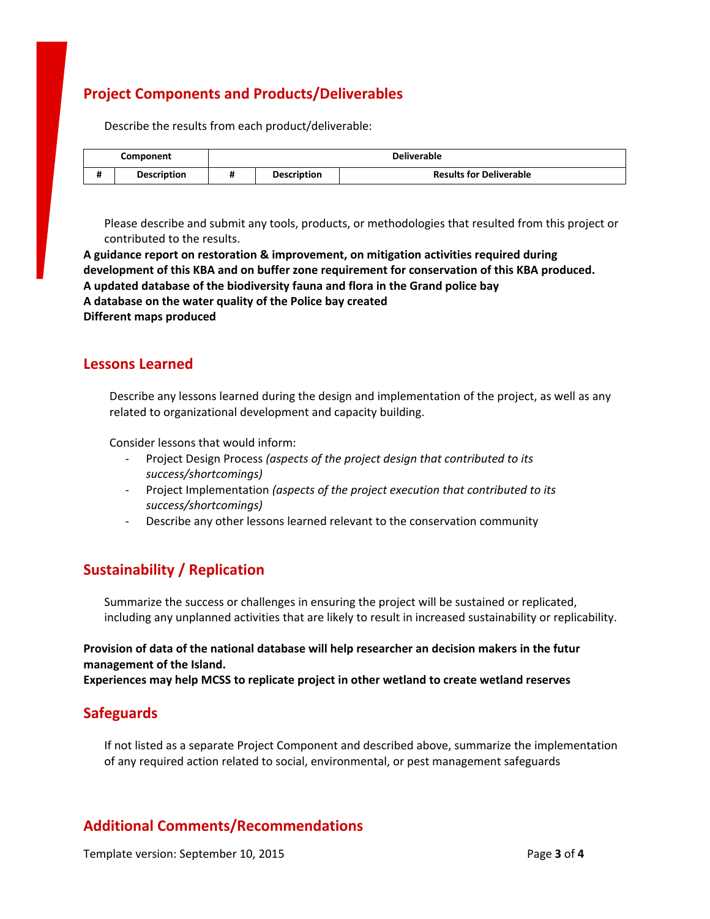## Project Components and Products/Deliverables

Describe the results from each product/deliverable:

| Component | | Deliverable | | |
|---|---|---|---|---|
| # | Description | # | Description | Results for Deliverable |

Please describe and submit any tools, products, or methodologies that resulted from this project or contributed to the results.

**A guidance report on restoration & improvement, on mitigation activities required during development of this KBA and on buffer zone requirement for conservation of this KBA produced.**
**A updated database of the biodiversity fauna and flora in the Grand police bay**
**A database on the water quality of the Police bay created**
**Different maps produced**

## Lessons Learned

Describe any lessons learned during the design and implementation of the project, as well as any related to organizational development and capacity building.

Consider lessons that would inform:

- Project Design Process *(aspects of the project design that contributed to its success/shortcomings)*
- Project Implementation *(aspects of the project execution that contributed to its success/shortcomings)*
- Describe any other lessons learned relevant to the conservation community

## Sustainability / Replication

Summarize the success or challenges in ensuring the project will be sustained or replicated, including any unplanned activities that are likely to result in increased sustainability or replicability.

**Provision of data of the national database will help researcher an decision makers in the futur management of the Island.**
**Experiences may help MCSS to replicate project in other wetland to create wetland reserves**

## Safeguards

If not listed as a separate Project Component and described above, summarize the implementation of any required action related to social, environmental, or pest management safeguards

## Additional Comments/Recommendations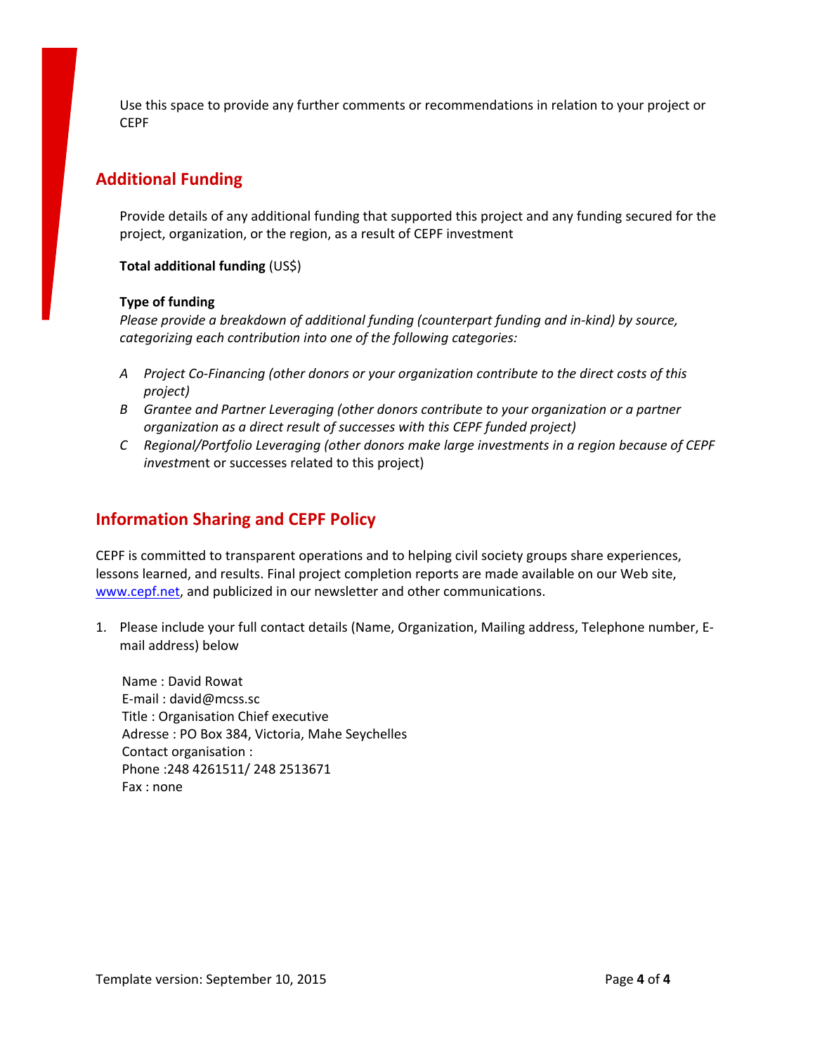Use this space to provide any further comments or recommendations in relation to your project or CEPF

## Additional Funding

Provide details of any additional funding that supported this project and any funding secured for the project, organization, or the region, as a result of CEPF investment

**Total additional funding** (US$)

**Type of funding**
*Please provide a breakdown of additional funding (counterpart funding and in-kind) by source, categorizing each contribution into one of the following categories:*

*A Project Co-Financing (other donors or your organization contribute to the direct costs of this project)*
*B Grantee and Partner Leveraging (other donors contribute to your organization or a partner organization as a direct result of successes with this CEPF funded project)*
*C Regional/Portfolio Leveraging (other donors make large investments in a region because of CEPF investm*ent or successes related to this project)

## Information Sharing and CEPF Policy

CEPF is committed to transparent operations and to helping civil society groups share experiences, lessons learned, and results. Final project completion reports are made available on our Web site, www.cepf.net, and publicized in our newsletter and other communications.

1. Please include your full contact details (Name, Organization, Mailing address, Telephone number, E-mail address) below

   Name : David Rowat
   E-mail : david@mcss.sc
   Title : Organisation Chief executive
   Adresse : PO Box 384, Victoria, Mahe Seychelles
   Contact organisation :
   Phone :248 4261511/ 248 2513671
   Fax : none

Template version: September 10, 2015